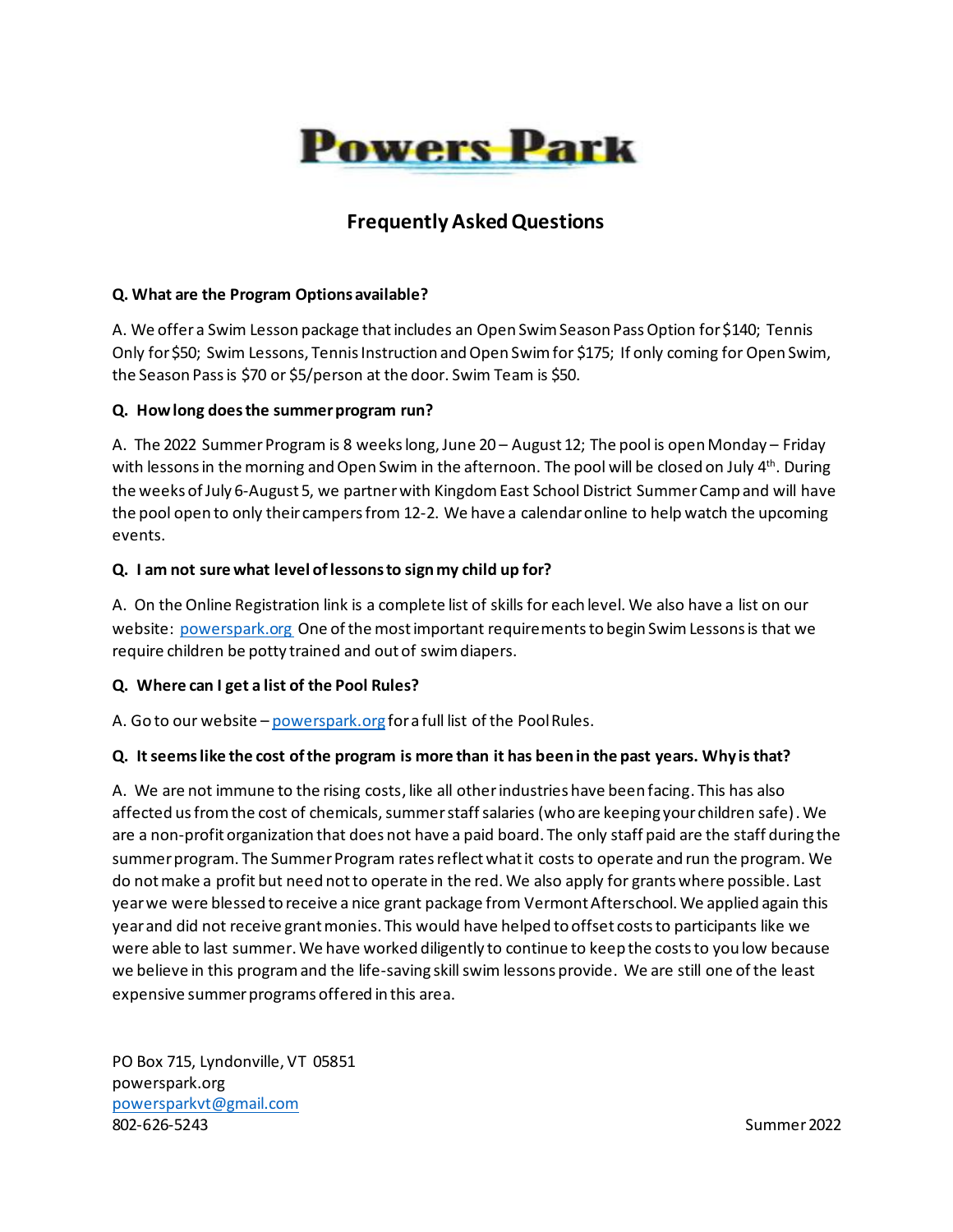# Powers Park

## Frequently Asked Questions

**Q. What are the Program Options available?**

A. We offer a Swim Lesson package that includes an Open Swim Season Pass Option for $140; Tennis Only for $50; Swim Lessons, Tennis Instruction and Open Swim for $175; If only coming for Open Swim, the Season Pass is $70 or $5/person at the door. Swim Team is $50.

**Q. How long does the summer program run?**

A. The 2022 Summer Program is 8 weeks long, June 20 – August 12; The pool is open Monday – Friday with lessons in the morning and Open Swim in the afternoon. The pool will be closed on July 4th. During the weeks of July 6-August 5, we partner with Kingdom East School District Summer Camp and will have the pool open to only their campers from 12-2. We have a calendar online to help watch the upcoming events.

**Q. I am not sure what level of lessons to sign my child up for?**

A. On the Online Registration link is a complete list of skills for each level. We also have a list on our website: [powerspark.org](powerspark.org) One of the most important requirements to begin Swim Lessons is that we require children be potty trained and out of swim diapers.

**Q. Where can I get a list of the Pool Rules?**

A. Go to our website – [powerspark.org](powerspark.org) for a full list of the Pool Rules.

**Q. It seems like the cost of the program is more than it has been in the past years. Why is that?**

A. We are not immune to the rising costs, like all other industries have been facing. This has also affected us from the cost of chemicals, summer staff salaries (who are keeping your children safe). We are a non-profit organization that does not have a paid board. The only staff paid are the staff during the summer program. The Summer Program rates reflect what it costs to operate and run the program. We do not make a profit but need not to operate in the red. We also apply for grants where possible. Last year we were blessed to receive a nice grant package from Vermont Afterschool. We applied again this year and did not receive grant monies. This would have helped to offset costs to participants like we were able to last summer. We have worked diligently to continue to keep the costs to you low because we believe in this program and the life-saving skill swim lessons provide. We are still one of the least expensive summer programs offered in this area.

PO Box 715, Lyndonville, VT 05851
powerspark.org
powersparkvt@gmail.com
802-626-5243

Summer 2022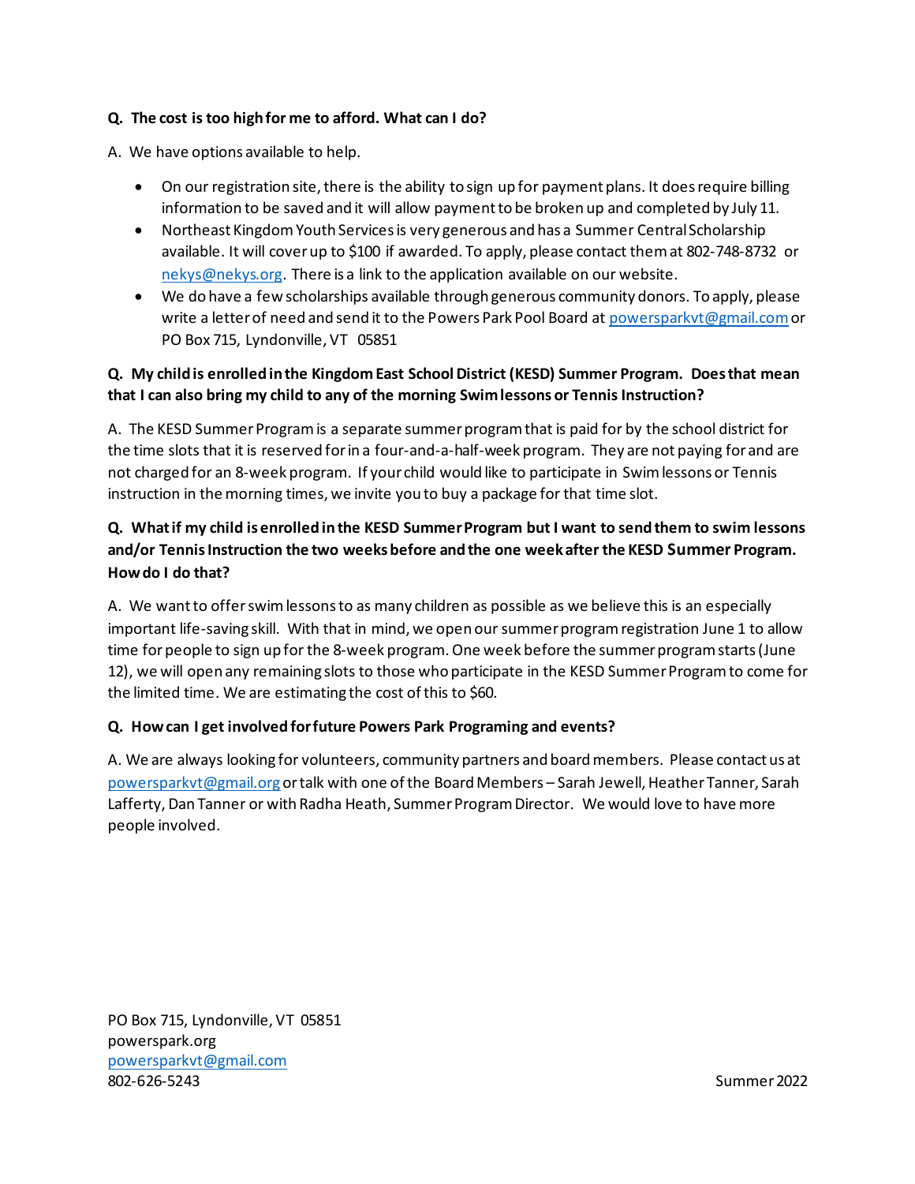**Q. The cost is too high for me to afford. What can I do?**

A. We have options available to help.

- On our registration site, there is the ability to sign up for payment plans. It does require billing information to be saved and it will allow payment to be broken up and completed by July 11.
- Northeast Kingdom Youth Services is very generous and has a Summer Central Scholarship available. It will cover up to $100 if awarded. To apply, please contact them at 802-748-8732 or nekys@nekys.org. There is a link to the application available on our website.
- We do have a few scholarships available through generous community donors. To apply, please write a letter of need and send it to the Powers Park Pool Board at powersparkvt@gmail.com or PO Box 715, Lyndonville, VT 05851

**Q. My child is enrolled in the Kingdom East School District (KESD) Summer Program. Does that mean that I can also bring my child to any of the morning Swim lessons or Tennis Instruction?**

A. The KESD Summer Program is a separate summer program that is paid for by the school district for the time slots that it is reserved for in a four-and-a-half-week program. They are not paying for and are not charged for an 8-week program. If your child would like to participate in Swim lessons or Tennis instruction in the morning times, we invite you to buy a package for that time slot.

**Q. What if my child is enrolled in the KESD Summer Program but I want to send them to swim lessons and/or Tennis Instruction the two weeks before and the one week after the KESD Summer Program. How do I do that?**

A. We want to offer swim lessons to as many children as possible as we believe this is an especially important life-saving skill. With that in mind, we open our summer program registration June 1 to allow time for people to sign up for the 8-week program. One week before the summer program starts (June 12), we will open any remaining slots to those who participate in the KESD Summer Program to come for the limited time. We are estimating the cost of this to $60.

**Q. How can I get involved for future Powers Park Programing and events?**

A. We are always looking for volunteers, community partners and board members. Please contact us at powersparkvt@gmail.org or talk with one of the Board Members – Sarah Jewell, Heather Tanner, Sarah Lafferty, Dan Tanner or with Radha Heath, Summer Program Director. We would love to have more people involved.

PO Box 715, Lyndonville, VT 05851
powerspark.org
powersparkvt@gmail.com
802-626-5243

Summer 2022